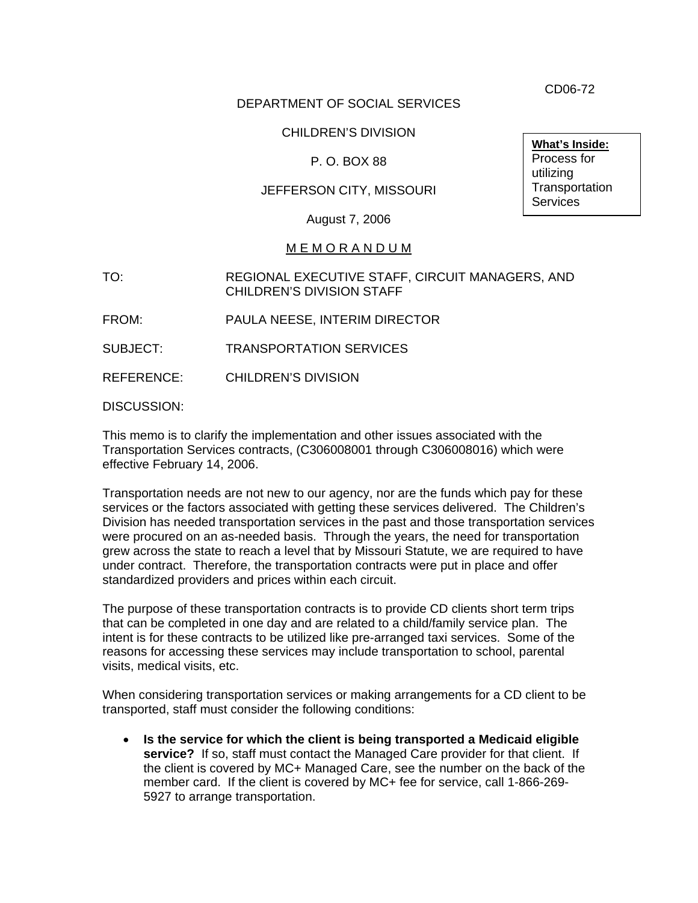CD06-72

DEPARTMENT OF SOCIAL SERVICES

CHILDREN'S DIVISION

P. O. BOX 88

JEFFERSON CITY, MISSOURI

August 7, 2006

**What's Inside:**
Process for utilizing Transportation Services

M E M O R A N D U M

TO: REGIONAL EXECUTIVE STAFF, CIRCUIT MANAGERS, AND CHILDREN'S DIVISION STAFF

FROM: PAULA NEESE, INTERIM DIRECTOR

SUBJECT: TRANSPORTATION SERVICES

REFERENCE: CHILDREN'S DIVISION

DISCUSSION:

This memo is to clarify the implementation and other issues associated with the Transportation Services contracts, (C306008001 through C306008016) which were effective February 14, 2006.

Transportation needs are not new to our agency, nor are the funds which pay for these services or the factors associated with getting these services delivered. The Children's Division has needed transportation services in the past and those transportation services were procured on an as-needed basis. Through the years, the need for transportation grew across the state to reach a level that by Missouri Statute, we are required to have under contract. Therefore, the transportation contracts were put in place and offer standardized providers and prices within each circuit.

The purpose of these transportation contracts is to provide CD clients short term trips that can be completed in one day and are related to a child/family service plan. The intent is for these contracts to be utilized like pre-arranged taxi services. Some of the reasons for accessing these services may include transportation to school, parental visits, medical visits, etc.

When considering transportation services or making arrangements for a CD client to be transported, staff must consider the following conditions:

- **Is the service for which the client is being transported a Medicaid eligible service?** If so, staff must contact the Managed Care provider for that client. If the client is covered by MC+ Managed Care, see the number on the back of the member card. If the client is covered by MC+ fee for service, call 1-866-269-5927 to arrange transportation.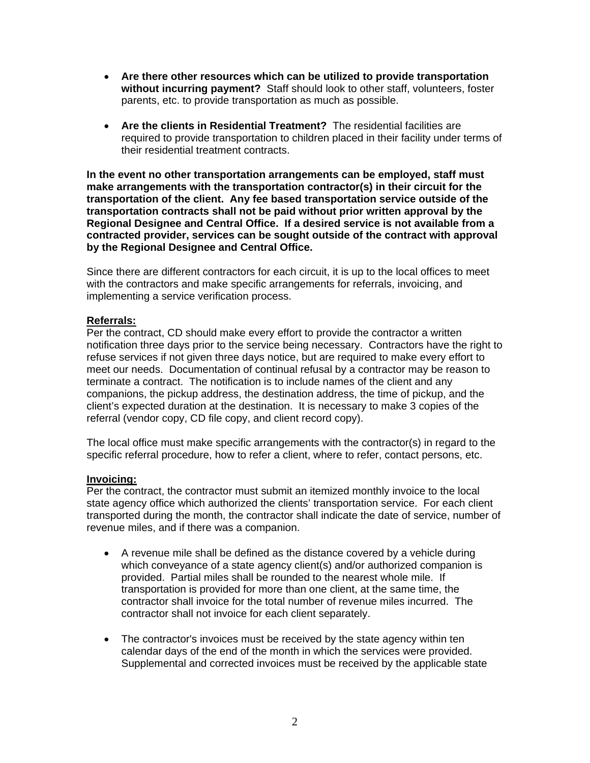- **Are there other resources which can be utilized to provide transportation without incurring payment?** Staff should look to other staff, volunteers, foster parents, etc. to provide transportation as much as possible.

- **Are the clients in Residential Treatment?** The residential facilities are required to provide transportation to children placed in their facility under terms of their residential treatment contracts.

**In the event no other transportation arrangements can be employed, staff must make arrangements with the transportation contractor(s) in their circuit for the transportation of the client. Any fee based transportation service outside of the transportation contracts shall not be paid without prior written approval by the Regional Designee and Central Office. If a desired service is not available from a contracted provider, services can be sought outside of the contract with approval by the Regional Designee and Central Office.**

Since there are different contractors for each circuit, it is up to the local offices to meet with the contractors and make specific arrangements for referrals, invoicing, and implementing a service verification process.

**<u>Referrals:</u>**
Per the contract, CD should make every effort to provide the contractor a written notification three days prior to the service being necessary. Contractors have the right to refuse services if not given three days notice, but are required to make every effort to meet our needs. Documentation of continual refusal by a contractor may be reason to terminate a contract. The notification is to include names of the client and any companions, the pickup address, the destination address, the time of pickup, and the client's expected duration at the destination. It is necessary to make 3 copies of the referral (vendor copy, CD file copy, and client record copy).

The local office must make specific arrangements with the contractor(s) in regard to the specific referral procedure, how to refer a client, where to refer, contact persons, etc.

**<u>Invoicing:</u>**
Per the contract, the contractor must submit an itemized monthly invoice to the local state agency office which authorized the clients' transportation service. For each client transported during the month, the contractor shall indicate the date of service, number of revenue miles, and if there was a companion.

- A revenue mile shall be defined as the distance covered by a vehicle during which conveyance of a state agency client(s) and/or authorized companion is provided. Partial miles shall be rounded to the nearest whole mile. If transportation is provided for more than one client, at the same time, the contractor shall invoice for the total number of revenue miles incurred. The contractor shall not invoice for each client separately.

- The contractor's invoices must be received by the state agency within ten calendar days of the end of the month in which the services were provided. Supplemental and corrected invoices must be received by the applicable state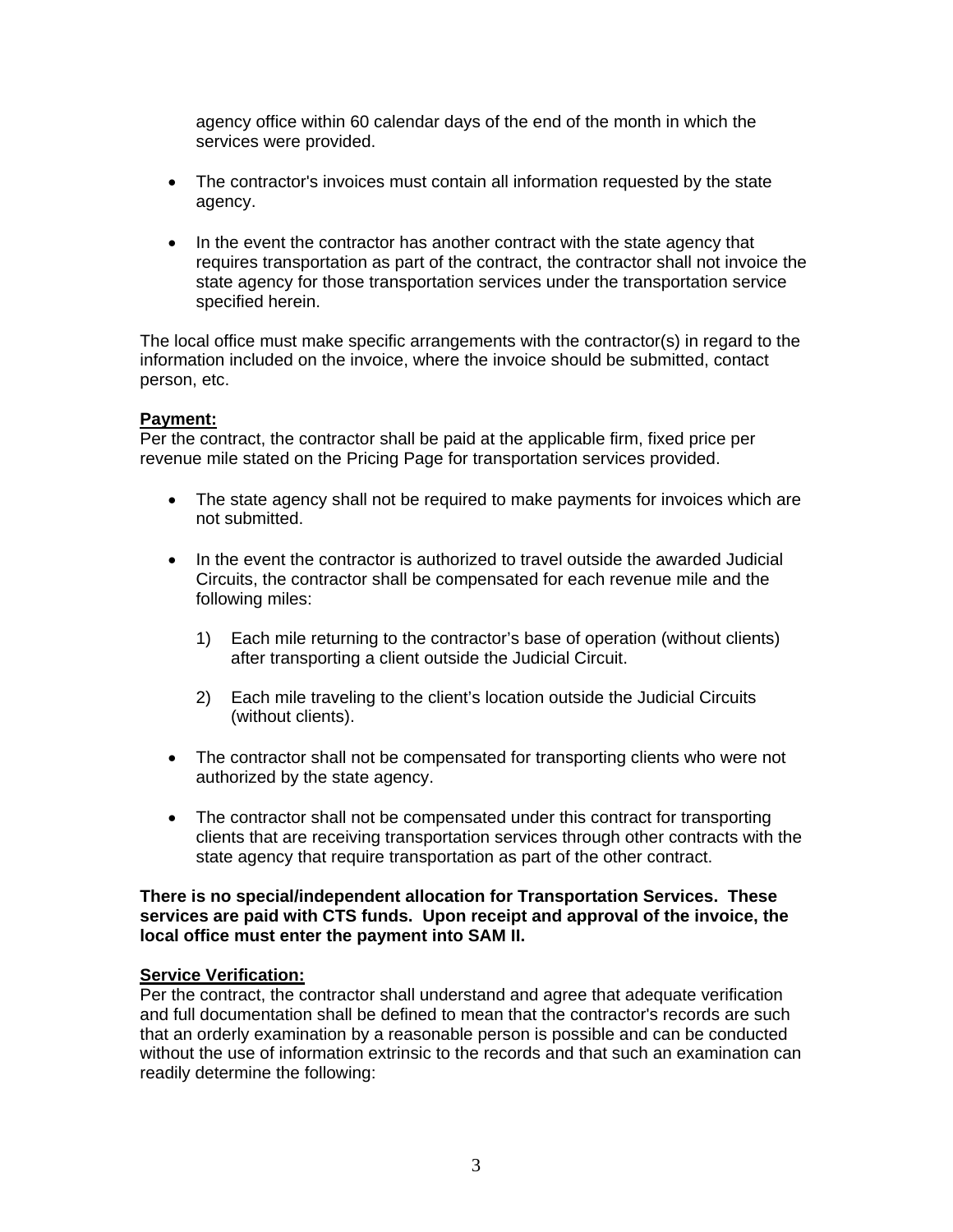agency office within 60 calendar days of the end of the month in which the services were provided.

- The contractor's invoices must contain all information requested by the state agency.
- In the event the contractor has another contract with the state agency that requires transportation as part of the contract, the contractor shall not invoice the state agency for those transportation services under the transportation service specified herein.

The local office must make specific arrangements with the contractor(s) in regard to the information included on the invoice, where the invoice should be submitted, contact person, etc.

**<u>Payment:</u>**
Per the contract, the contractor shall be paid at the applicable firm, fixed price per revenue mile stated on the Pricing Page for transportation services provided.

- The state agency shall not be required to make payments for invoices which are not submitted.
- In the event the contractor is authorized to travel outside the awarded Judicial Circuits, the contractor shall be compensated for each revenue mile and the following miles:
  1) Each mile returning to the contractor's base of operation (without clients) after transporting a client outside the Judicial Circuit.
  2) Each mile traveling to the client's location outside the Judicial Circuits (without clients).
- The contractor shall not be compensated for transporting clients who were not authorized by the state agency.
- The contractor shall not be compensated under this contract for transporting clients that are receiving transportation services through other contracts with the state agency that require transportation as part of the other contract.

**There is no special/independent allocation for Transportation Services. These services are paid with CTS funds. Upon receipt and approval of the invoice, the local office must enter the payment into SAM II.**

**<u>Service Verification:</u>**
Per the contract, the contractor shall understand and agree that adequate verification and full documentation shall be defined to mean that the contractor's records are such that an orderly examination by a reasonable person is possible and can be conducted without the use of information extrinsic to the records and that such an examination can readily determine the following: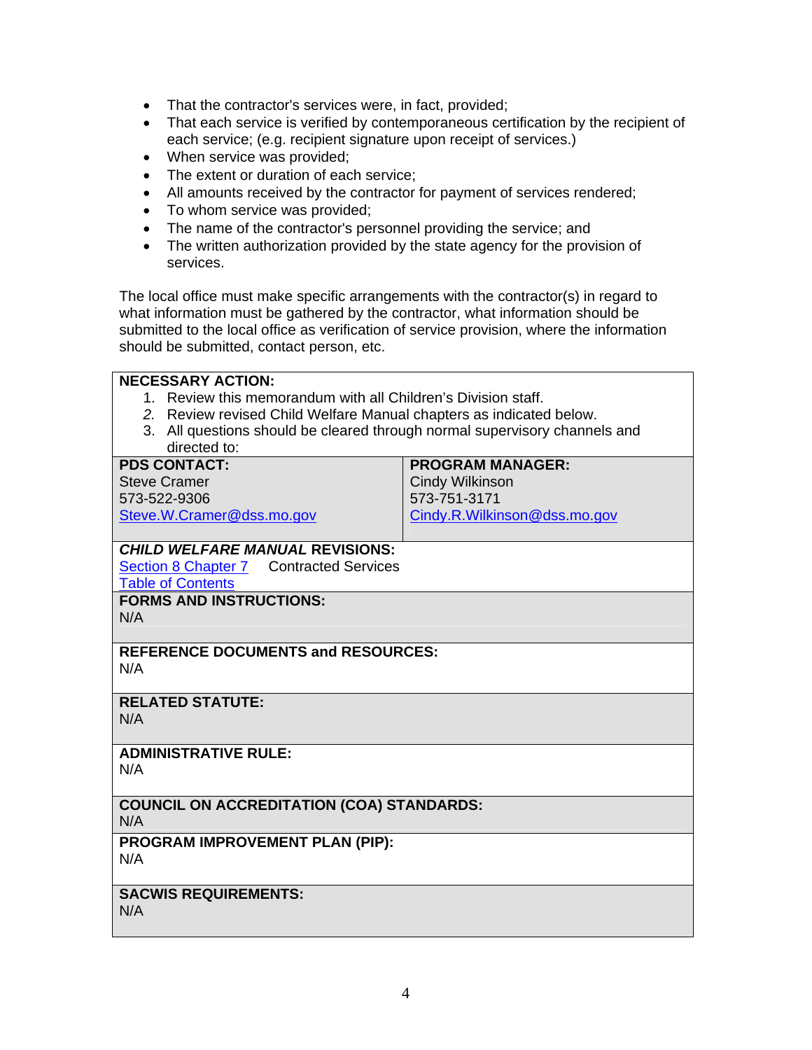- That the contractor's services were, in fact, provided;
- That each service is verified by contemporaneous certification by the recipient of each service; (e.g. recipient signature upon receipt of services.)
- When service was provided;
- The extent or duration of each service;
- All amounts received by the contractor for payment of services rendered;
- To whom service was provided;
- The name of the contractor's personnel providing the service; and
- The written authorization provided by the state agency for the provision of services.

The local office must make specific arrangements with the contractor(s) in regard to what information must be gathered by the contractor, what information should be submitted to the local office as verification of service provision, where the information should be submitted, contact person, etc.

**NECESSARY ACTION:**

1. Review this memorandum with all Children's Division staff.
2. Review revised Child Welfare Manual chapters as indicated below.
3. All questions should be cleared through normal supervisory channels and directed to:

| PDS CONTACT: | PROGRAM MANAGER: |
| --- | --- |
| Steve Cramer<br>573-522-9306<br>Steve.W.Cramer@dss.mo.gov | Cindy Wilkinson<br>573-751-3171<br>Cindy.R.Wilkinson@dss.mo.gov |

***CHILD WELFARE MANUAL* REVISIONS:**
Section 8 Chapter 7 Contracted Services
Table of Contents

**FORMS AND INSTRUCTIONS:**
N/A

**REFERENCE DOCUMENTS and RESOURCES:**
N/A

**RELATED STATUTE:**
N/A

**ADMINISTRATIVE RULE:**
N/A

**COUNCIL ON ACCREDITATION (COA) STANDARDS:**
N/A

**PROGRAM IMPROVEMENT PLAN (PIP):**
N/A

**SACWIS REQUIREMENTS:**
N/A